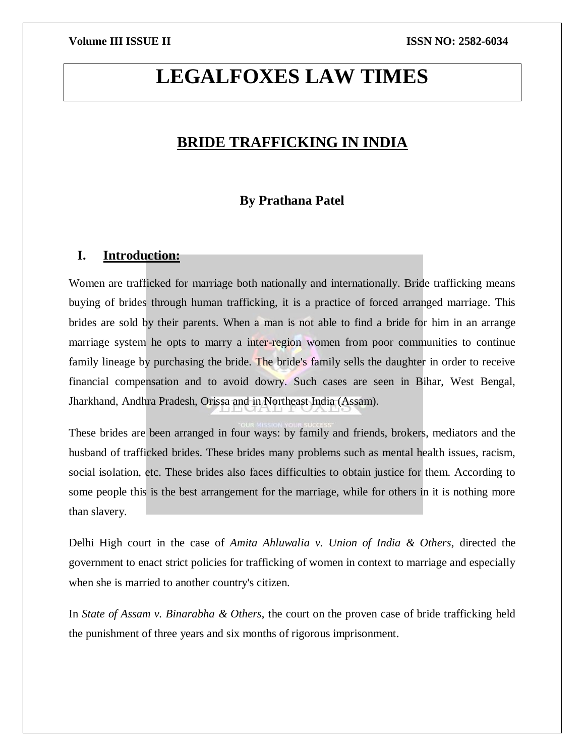# LEGALFOXES LAW TIMES

## BRIDE TRAFFICKING IN INDIA

**By Prathana Patel**

### I. Introduction:

Women are trafficked for marriage both nationally and internationally. Bride trafficking means buying of brides through human trafficking, it is a practice of forced arranged marriage. This brides are sold by their parents. When a man is not able to find a bride for him in an arrange marriage system he opts to marry a inter-region women from poor communities to continue family lineage by purchasing the bride. The bride's family sells the daughter in order to receive financial compensation and to avoid dowry. Such cases are seen in Bihar, West Bengal, Jharkhand, Andhra Pradesh, Orissa and in Northeast India (Assam).

These brides are been arranged in four ways: by family and friends, brokers, mediators and the husband of trafficked brides. These brides many problems such as mental health issues, racism, social isolation, etc. These brides also faces difficulties to obtain justice for them. According to some people this is the best arrangement for the marriage, while for others in it is nothing more than slavery.

Delhi High court in the case of *Amita Ahluwalia v. Union of India & Others*, directed the government to enact strict policies for trafficking of women in context to marriage and especially when she is married to another country's citizen.

In *State of Assam v. Binarabha & Others*, the court on the proven case of bride trafficking held the punishment of three years and six months of rigorous imprisonment.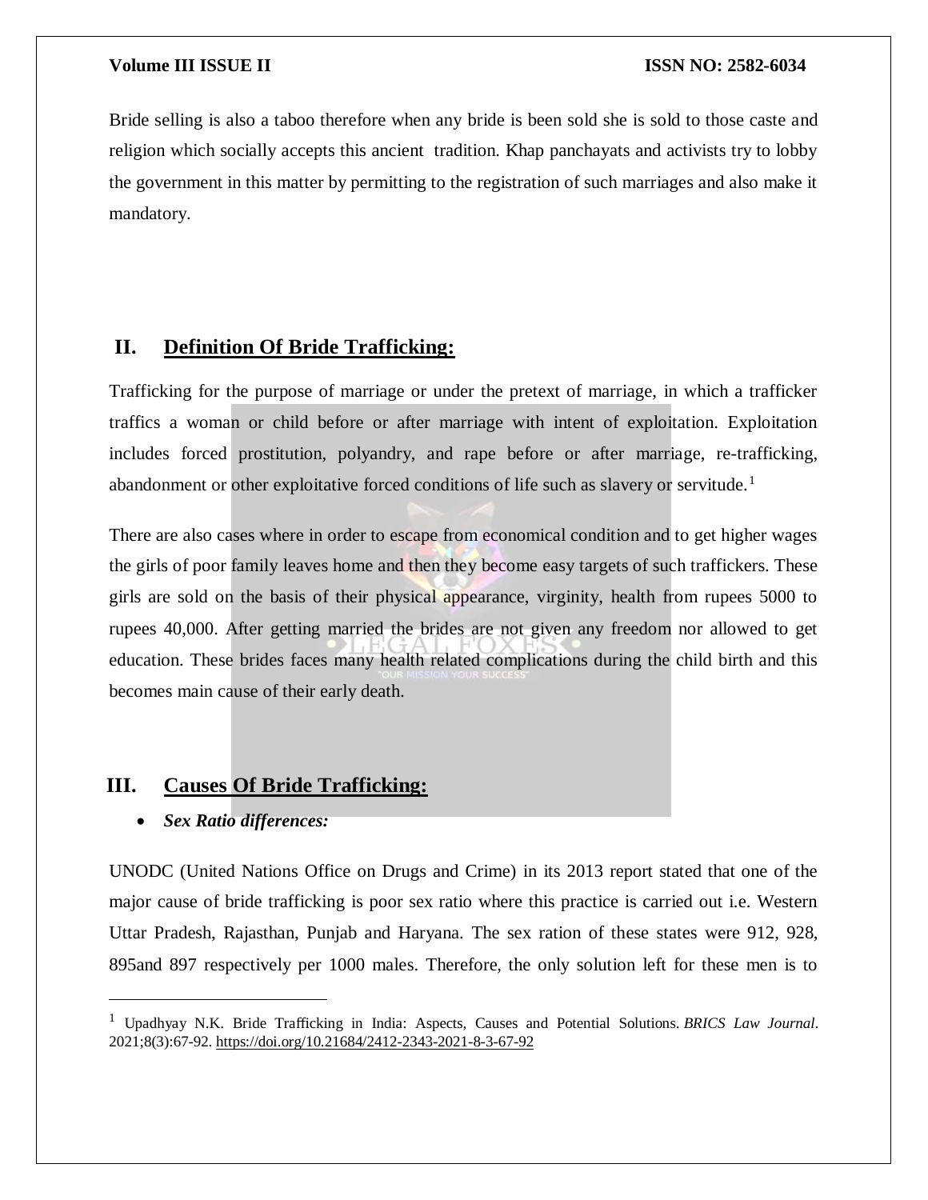Bride selling is also a taboo therefore when any bride is been sold she is sold to those caste and religion which socially accepts this ancient tradition. Khap panchayats and activists try to lobby the government in this matter by permitting to the registration of such marriages and also make it mandatory.

## II. Definition Of Bride Trafficking:

Trafficking for the purpose of marriage or under the pretext of marriage, in which a trafficker traffics a woman or child before or after marriage with intent of exploitation. Exploitation includes forced prostitution, polyandry, and rape before or after marriage, re-trafficking, abandonment or other exploitative forced conditions of life such as slavery or servitude.[1]

There are also cases where in order to escape from economical condition and to get higher wages the girls of poor family leaves home and then they become easy targets of such traffickers. These girls are sold on the basis of their physical appearance, virginity, health from rupees 5000 to rupees 40,000. After getting married the brides are not given any freedom nor allowed to get education. These brides faces many health related complications during the child birth and this becomes main cause of their early death.

## III. Causes Of Bride Trafficking:

- ***Sex Ratio differences:***

UNODC (United Nations Office on Drugs and Crime) in its 2013 report stated that one of the major cause of bride trafficking is poor sex ratio where this practice is carried out i.e. Western Uttar Pradesh, Rajasthan, Punjab and Haryana. The sex ration of these states were 912, 928, 895and 897 respectively per 1000 males. Therefore, the only solution left for these men is to

---

[1] Upadhyay N.K. Bride Trafficking in India: Aspects, Causes and Potential Solutions. *BRICS Law Journal*. 2021;8(3):67-92. https://doi.org/10.21684/2412-2343-2021-8-3-67-92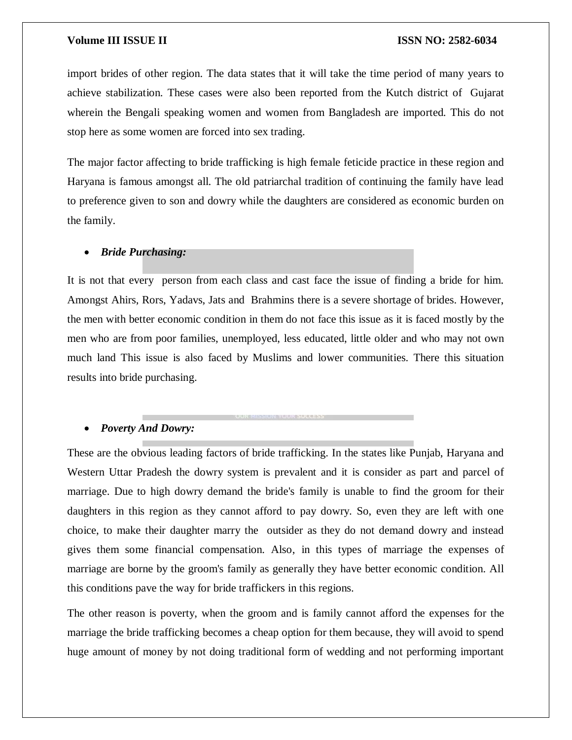import brides of other region. The data states that it will take the time period of many years to achieve stabilization. These cases were also been reported from the Kutch district of Gujarat wherein the Bengali speaking women and women from Bangladesh are imported. This do not stop here as some women are forced into sex trading.

The major factor affecting to bride trafficking is high female feticide practice in these region and Haryana is famous amongst all. The old patriarchal tradition of continuing the family have lead to preference given to son and dowry while the daughters are considered as economic burden on the family.

- ***Bride Purchasing:***

It is not that every person from each class and cast face the issue of finding a bride for him. Amongst Ahirs, Rors, Yadavs, Jats and Brahmins there is a severe shortage of brides. However, the men with better economic condition in them do not face this issue as it is faced mostly by the men who are from poor families, unemployed, less educated, little older and who may not own much land This issue is also faced by Muslims and lower communities. There this situation results into bride purchasing.

- ***Poverty And Dowry:***

These are the obvious leading factors of bride trafficking. In the states like Punjab, Haryana and Western Uttar Pradesh the dowry system is prevalent and it is consider as part and parcel of marriage. Due to high dowry demand the bride's family is unable to find the groom for their daughters in this region as they cannot afford to pay dowry. So, even they are left with one choice, to make their daughter marry the outsider as they do not demand dowry and instead gives them some financial compensation. Also, in this types of marriage the expenses of marriage are borne by the groom's family as generally they have better economic condition. All this conditions pave the way for bride traffickers in this regions.

The other reason is poverty, when the groom and is family cannot afford the expenses for the marriage the bride trafficking becomes a cheap option for them because, they will avoid to spend huge amount of money by not doing traditional form of wedding and not performing important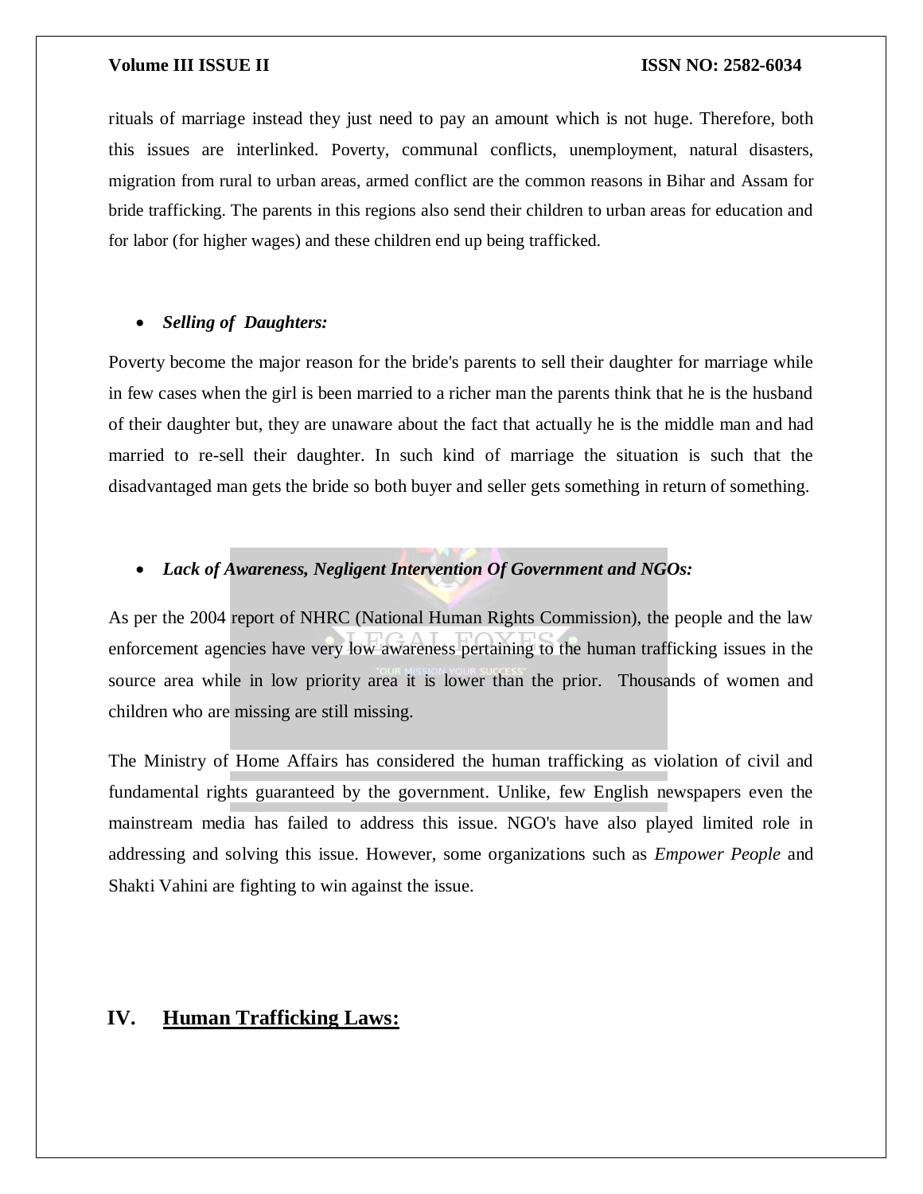rituals of marriage instead they just need to pay an amount which is not huge. Therefore, both this issues are interlinked. Poverty, communal conflicts, unemployment, natural disasters, migration from rural to urban areas, armed conflict are the common reasons in Bihar and Assam for bride trafficking. The parents in this regions also send their children to urban areas for education and for labor (for higher wages) and these children end up being trafficked.

- ***Selling of Daughters:***

Poverty become the major reason for the bride's parents to sell their daughter for marriage while in few cases when the girl is been married to a richer man the parents think that he is the husband of their daughter but, they are unaware about the fact that actually he is the middle man and had married to re-sell their daughter. In such kind of marriage the situation is such that the disadvantaged man gets the bride so both buyer and seller gets something in return of something.

- ***Lack of Awareness, Negligent Intervention Of Government and NGOs:***

As per the 2004 report of NHRC (National Human Rights Commission), the people and the law enforcement agencies have very low awareness pertaining to the human trafficking issues in the source area while in low priority area it is lower than the prior. Thousands of women and children who are missing are still missing.

The Ministry of Home Affairs has considered the human trafficking as violation of civil and fundamental rights guaranteed by the government. Unlike, few English newspapers even the mainstream media has failed to address this issue. NGO's have also played limited role in addressing and solving this issue. However, some organizations such as *Empower People* and Shakti Vahini are fighting to win against the issue.

## IV. Human Trafficking Laws: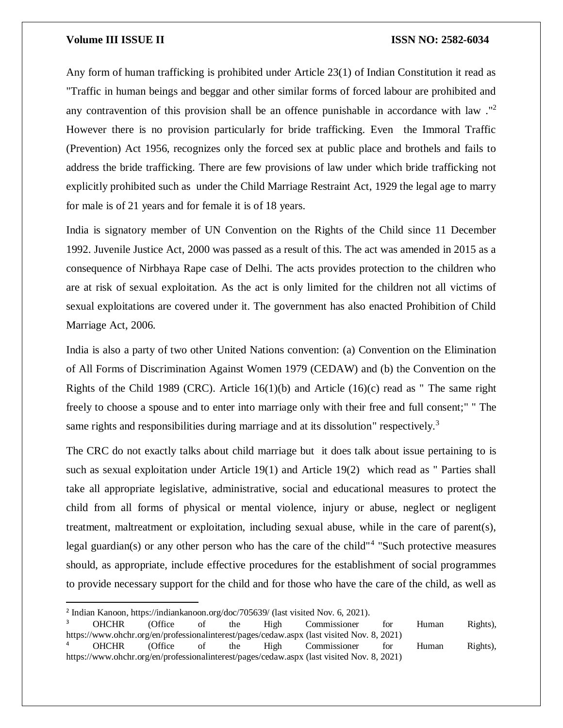Any form of human trafficking is prohibited under Article 23(1) of Indian Constitution it read as "Traffic in human beings and beggar and other similar forms of forced labour are prohibited and any contravention of this provision shall be an offence punishable in accordance with law ."[2] However there is no provision particularly for bride trafficking. Even the Immoral Traffic (Prevention) Act 1956, recognizes only the forced sex at public place and brothels and fails to address the bride trafficking. There are few provisions of law under which bride trafficking not explicitly prohibited such as under the Child Marriage Restraint Act, 1929 the legal age to marry for male is of 21 years and for female it is of 18 years.

India is signatory member of UN Convention on the Rights of the Child since 11 December 1992. Juvenile Justice Act, 2000 was passed as a result of this. The act was amended in 2015 as a consequence of Nirbhaya Rape case of Delhi. The acts provides protection to the children who are at risk of sexual exploitation. As the act is only limited for the children not all victims of sexual exploitations are covered under it. The government has also enacted Prohibition of Child Marriage Act, 2006.

India is also a party of two other United Nations convention: (a) Convention on the Elimination of All Forms of Discrimination Against Women 1979 (CEDAW) and (b) the Convention on the Rights of the Child 1989 (CRC). Article 16(1)(b) and Article (16)(c) read as " The same right freely to choose a spouse and to enter into marriage only with their free and full consent;" " The same rights and responsibilities during marriage and at its dissolution" respectively.[3]

The CRC do not exactly talks about child marriage but it does talk about issue pertaining to is such as sexual exploitation under Article 19(1) and Article 19(2) which read as " Parties shall take all appropriate legislative, administrative, social and educational measures to protect the child from all forms of physical or mental violence, injury or abuse, neglect or negligent treatment, maltreatment or exploitation, including sexual abuse, while in the care of parent(s), legal guardian(s) or any other person who has the care of the child"[4] "Such protective measures should, as appropriate, include effective procedures for the establishment of social programmes to provide necessary support for the child and for those who have the care of the child, as well as

---

[2] Indian Kanoon, https://indiankanoon.org/doc/705639/ (last visited Nov. 6, 2021).

[3] OHCHR (Office of the High Commissioner for Human Rights), https://www.ohchr.org/en/professionalinterest/pages/cedaw.aspx (last visited Nov. 8, 2021)

[4] OHCHR (Office of the High Commissioner for Human Rights), https://www.ohchr.org/en/professionalinterest/pages/cedaw.aspx (last visited Nov. 8, 2021)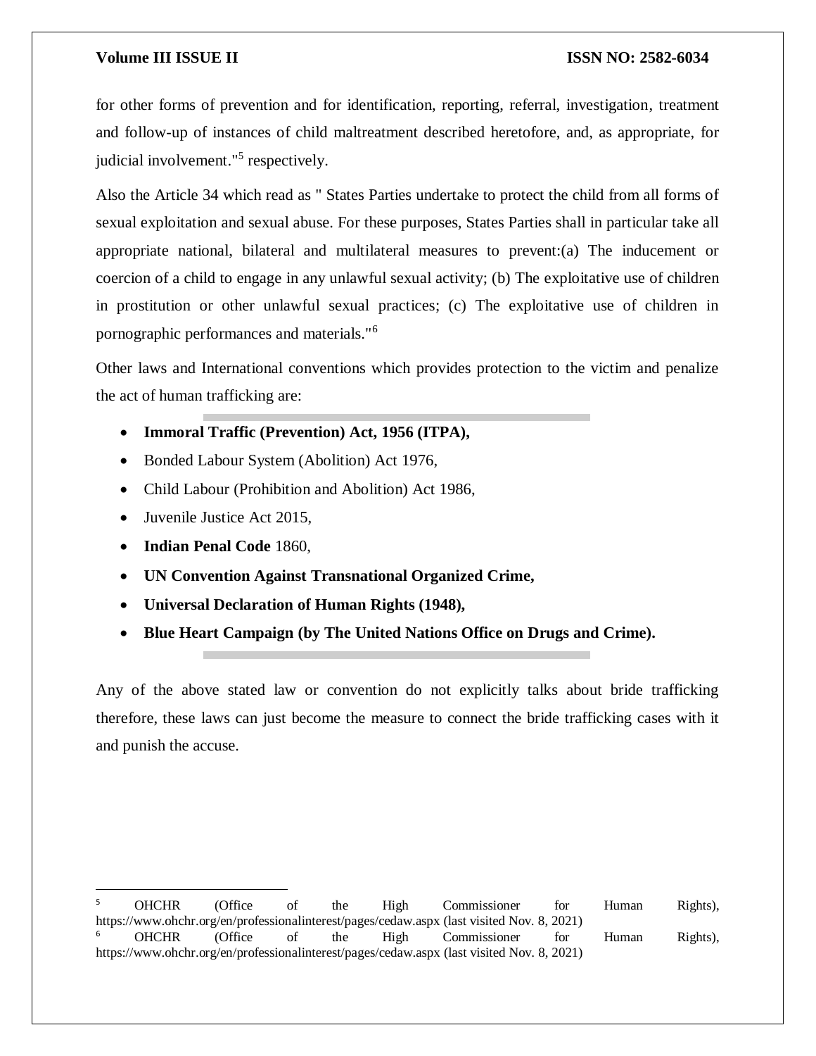for other forms of prevention and for identification, reporting, referral, investigation, treatment and follow-up of instances of child maltreatment described heretofore, and, as appropriate, for judicial involvement."[5] respectively.

Also the Article 34 which read as " States Parties undertake to protect the child from all forms of sexual exploitation and sexual abuse. For these purposes, States Parties shall in particular take all appropriate national, bilateral and multilateral measures to prevent:(a) The inducement or coercion of a child to engage in any unlawful sexual activity; (b) The exploitative use of children in prostitution or other unlawful sexual practices; (c) The exploitative use of children in pornographic performances and materials."[6]

Other laws and International conventions which provides protection to the victim and penalize the act of human trafficking are:

- **Immoral Traffic (Prevention) Act, 1956 (ITPA),**
- Bonded Labour System (Abolition) Act 1976,
- Child Labour (Prohibition and Abolition) Act 1986,
- Juvenile Justice Act 2015,
- **Indian Penal Code** 1860,
- **UN Convention Against Transnational Organized Crime,**
- **Universal Declaration of Human Rights (1948),**
- **Blue Heart Campaign (by The United Nations Office on Drugs and Crime).**

Any of the above stated law or convention do not explicitly talks about bride trafficking therefore, these laws can just become the measure to connect the bride trafficking cases with it and punish the accuse.

---

[5] OHCHR (Office of the High Commissioner for Human Rights), https://www.ohchr.org/en/professionalinterest/pages/cedaw.aspx (last visited Nov. 8, 2021)

[6] OHCHR (Office of the High Commissioner for Human Rights), https://www.ohchr.org/en/professionalinterest/pages/cedaw.aspx (last visited Nov. 8, 2021)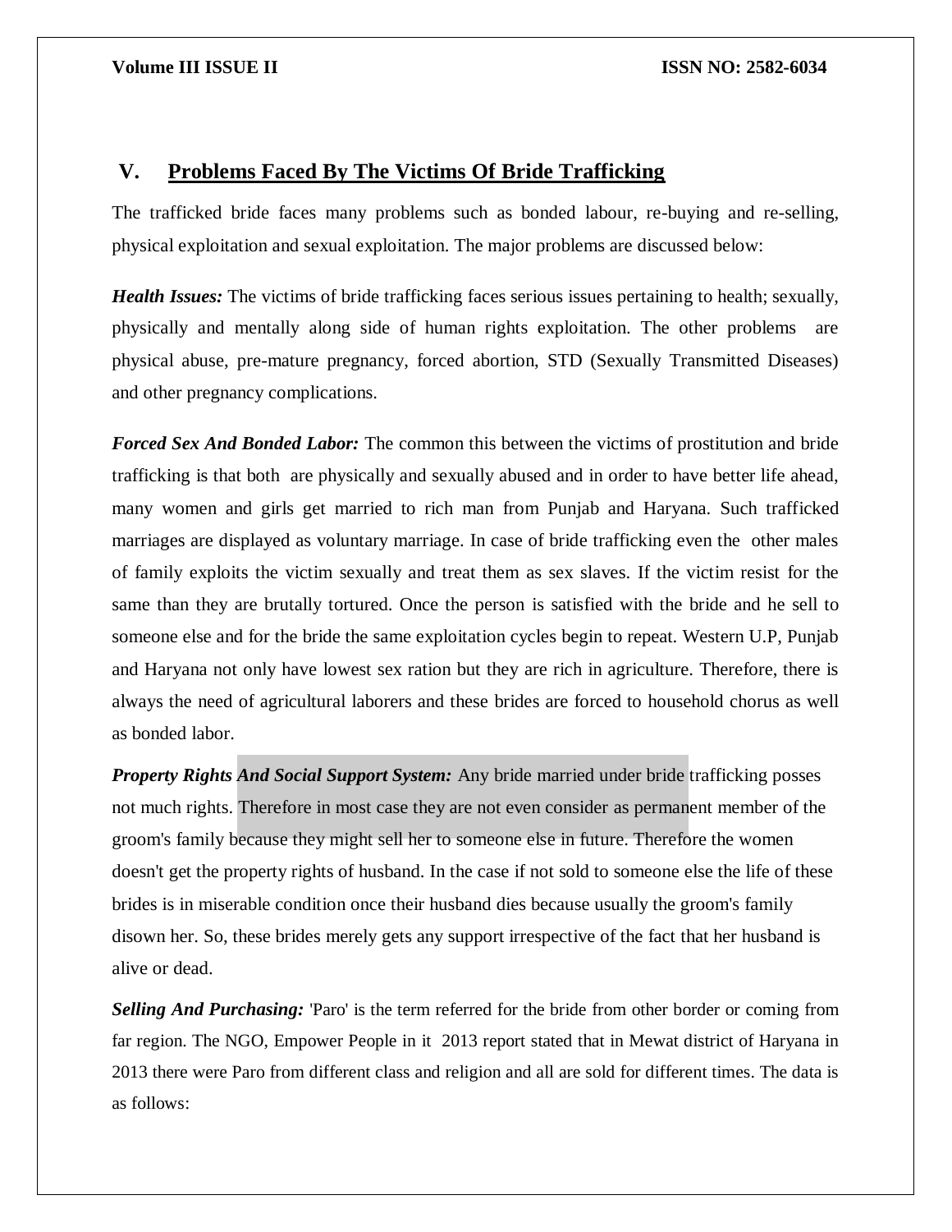## V. Problems Faced By The Victims Of Bride Trafficking

The trafficked bride faces many problems such as bonded labour, re-buying and re-selling, physical exploitation and sexual exploitation. The major problems are discussed below:

***Health Issues:*** The victims of bride trafficking faces serious issues pertaining to health; sexually, physically and mentally along side of human rights exploitation. The other problems are physical abuse, pre-mature pregnancy, forced abortion, STD (Sexually Transmitted Diseases) and other pregnancy complications.

***Forced Sex And Bonded Labor:*** The common this between the victims of prostitution and bride trafficking is that both are physically and sexually abused and in order to have better life ahead, many women and girls get married to rich man from Punjab and Haryana. Such trafficked marriages are displayed as voluntary marriage. In case of bride trafficking even the other males of family exploits the victim sexually and treat them as sex slaves. If the victim resist for the same than they are brutally tortured. Once the person is satisfied with the bride and he sell to someone else and for the bride the same exploitation cycles begin to repeat. Western U.P, Punjab and Haryana not only have lowest sex ration but they are rich in agriculture. Therefore, there is always the need of agricultural laborers and these brides are forced to household chorus as well as bonded labor.

***Property Rights And Social Support System:*** Any bride married under bride trafficking posses not much rights. Therefore in most case they are not even consider as permanent member of the groom's family because they might sell her to someone else in future. Therefore the women doesn't get the property rights of husband. In the case if not sold to someone else the life of these brides is in miserable condition once their husband dies because usually the groom's family disown her. So, these brides merely gets any support irrespective of the fact that her husband is alive or dead.

***Selling And Purchasing:*** 'Paro' is the term referred for the bride from other border or coming from far region. The NGO, Empower People in it 2013 report stated that in Mewat district of Haryana in 2013 there were Paro from different class and religion and all are sold for different times. The data is as follows: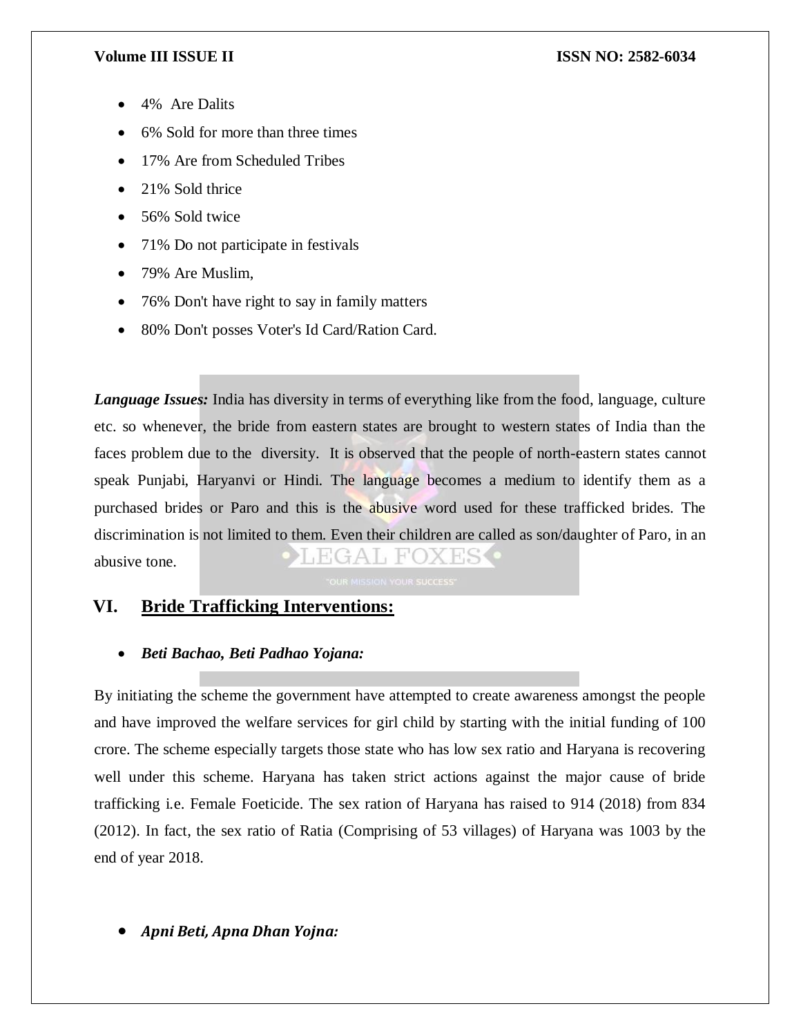- 4%  Are Dalits
- 6% Sold for more than three times
- 17% Are from Scheduled Tribes
- 21% Sold thrice
- 56% Sold twice
- 71% Do not participate in festivals
- 79% Are Muslim,
- 76% Don't have right to say in family matters
- 80% Don't posses Voter's Id Card/Ration Card.

***Language Issues:*** India has diversity in terms of everything like from the food, language, culture etc. so whenever, the bride from eastern states are brought to western states of India than the faces problem due to the  diversity.  It is observed that the people of north-eastern states cannot speak Punjabi, Haryanvi or Hindi. The language becomes a medium to identify them as a purchased brides or Paro and this is the abusive word used for these trafficked brides. The discrimination is not limited to them. Even their children are called as son/daughter of Paro, in an abusive tone.

## VI. Bride Trafficking Interventions:

- ***Beti Bachao, Beti Padhao Yojana:***

By initiating the scheme the government have attempted to create awareness amongst the people and have improved the welfare services for girl child by starting with the initial funding of 100 crore. The scheme especially targets those state who has low sex ratio and Haryana is recovering well under this scheme. Haryana has taken strict actions against the major cause of bride trafficking i.e. Female Foeticide. The sex ration of Haryana has raised to 914 (2018) from 834 (2012). In fact, the sex ratio of Ratia (Comprising of 53 villages) of Haryana was 1003 by the end of year 2018.

- ***Apni Beti, Apna Dhan Yojna:***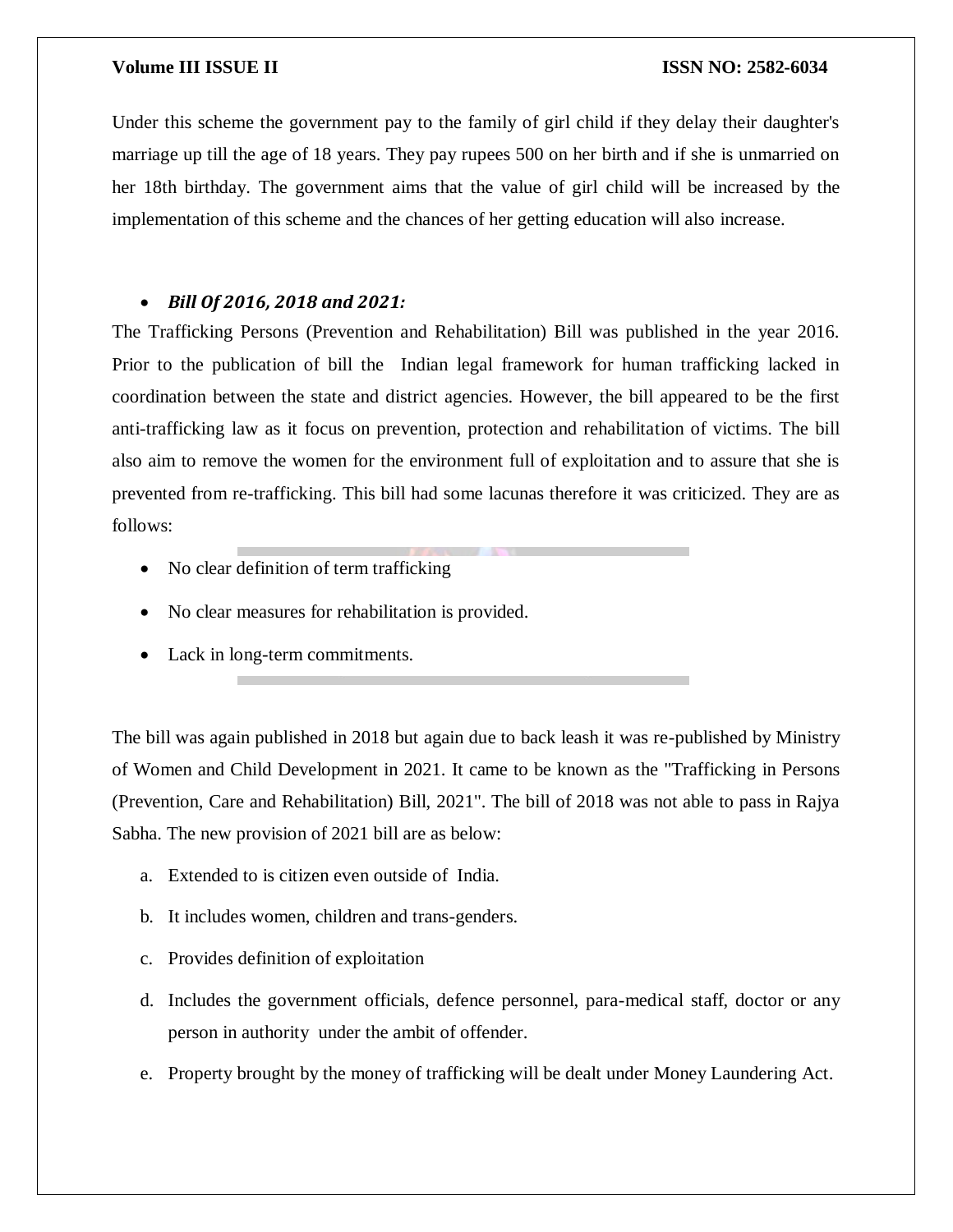Under this scheme the government pay to the family of girl child if they delay their daughter's marriage up till the age of 18 years. They pay rupees 500 on her birth and if she is unmarried on her 18th birthday. The government aims that the value of girl child will be increased by the implementation of this scheme and the chances of her getting education will also increase.

- ***Bill Of 2016, 2018 and 2021:***

The Trafficking Persons (Prevention and Rehabilitation) Bill was published in the year 2016. Prior to the publication of bill the Indian legal framework for human trafficking lacked in coordination between the state and district agencies. However, the bill appeared to be the first anti-trafficking law as it focus on prevention, protection and rehabilitation of victims. The bill also aim to remove the women for the environment full of exploitation and to assure that she is prevented from re-trafficking. This bill had some lacunas therefore it was criticized. They are as follows:

- No clear definition of term trafficking
- No clear measures for rehabilitation is provided.
- Lack in long-term commitments.

The bill was again published in 2018 but again due to back leash it was re-published by Ministry of Women and Child Development in 2021. It came to be known as the "Trafficking in Persons (Prevention, Care and Rehabilitation) Bill, 2021". The bill of 2018 was not able to pass in Rajya Sabha. The new provision of 2021 bill are as below:

a. Extended to is citizen even outside of India.
b. It includes women, children and trans-genders.
c. Provides definition of exploitation
d. Includes the government officials, defence personnel, para-medical staff, doctor or any person in authority under the ambit of offender.
e. Property brought by the money of trafficking will be dealt under Money Laundering Act.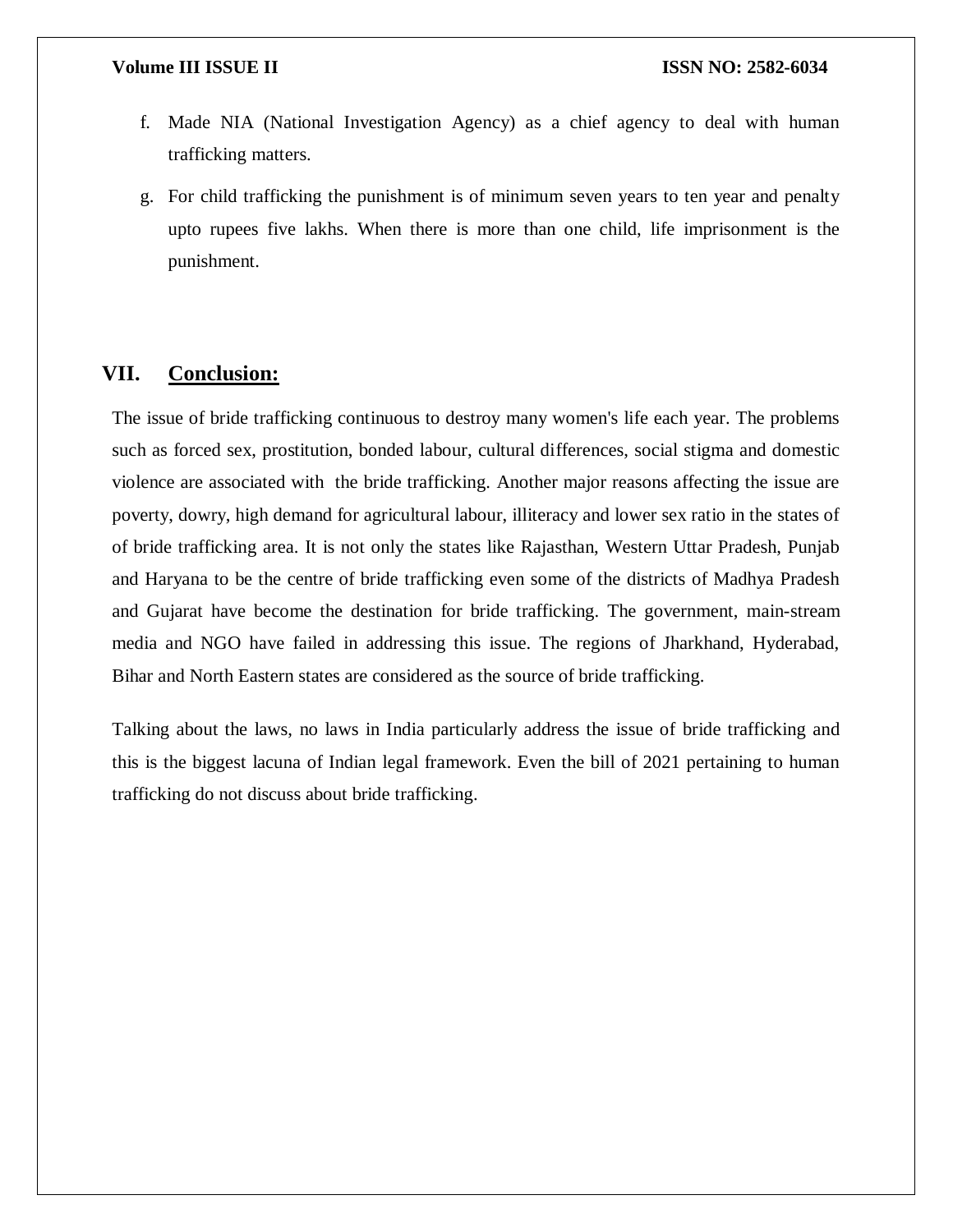f. Made NIA (National Investigation Agency) as a chief agency to deal with human trafficking matters.

g. For child trafficking the punishment is of minimum seven years to ten year and penalty upto rupees five lakhs. When there is more than one child, life imprisonment is the punishment.

## VII. Conclusion:

The issue of bride trafficking continuous to destroy many women's life each year. The problems such as forced sex, prostitution, bonded labour, cultural differences, social stigma and domestic violence are associated with the bride trafficking. Another major reasons affecting the issue are poverty, dowry, high demand for agricultural labour, illiteracy and lower sex ratio in the states of of bride trafficking area. It is not only the states like Rajasthan, Western Uttar Pradesh, Punjab and Haryana to be the centre of bride trafficking even some of the districts of Madhya Pradesh and Gujarat have become the destination for bride trafficking. The government, main-stream media and NGO have failed in addressing this issue. The regions of Jharkhand, Hyderabad, Bihar and North Eastern states are considered as the source of bride trafficking.

Talking about the laws, no laws in India particularly address the issue of bride trafficking and this is the biggest lacuna of Indian legal framework. Even the bill of 2021 pertaining to human trafficking do not discuss about bride trafficking.